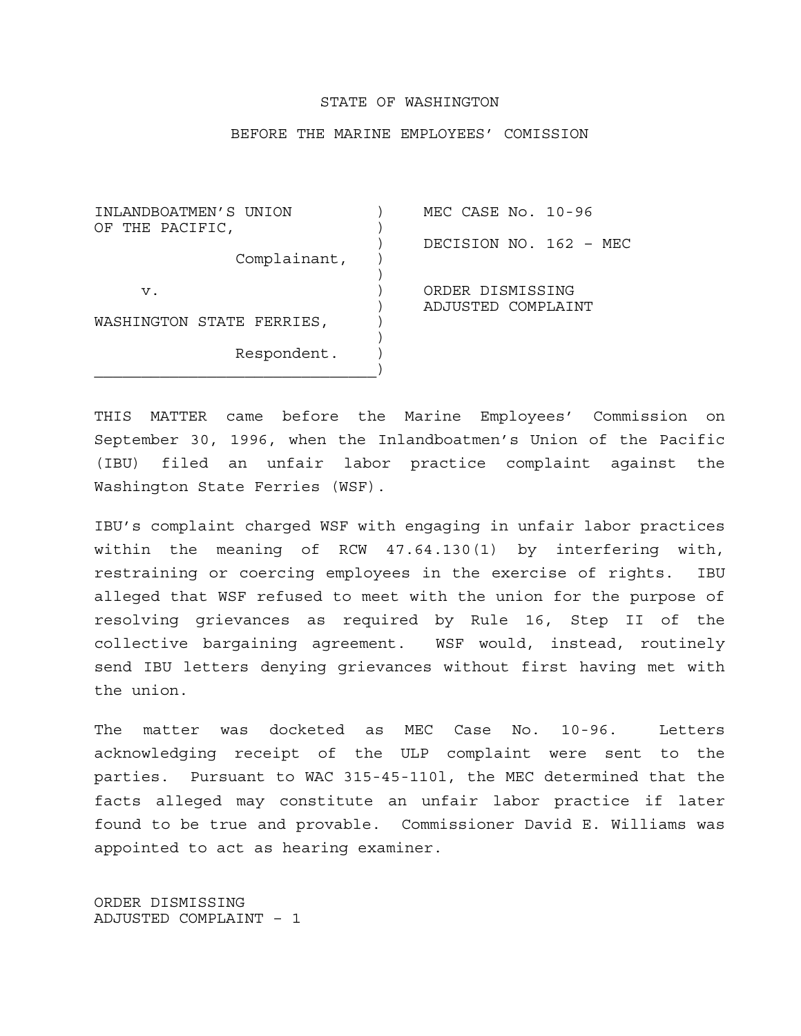STATE OF WASHINGTON

BEFORE THE MARINE EMPLOYEES' COMISSION

| | |
|---|---|
| INLANDBOATMEN'S UNION OF THE PACIFIC, Complainant, | MEC CASE No. 10-96 |
| v. | DECISION NO. 162 – MEC |
| WASHINGTON STATE FERRIES, Respondent. | ORDER DISMISSING ADJUSTED COMPLAINT |

THIS MATTER came before the Marine Employees' Commission on September 30, 1996, when the Inlandboatmen's Union of the Pacific (IBU) filed an unfair labor practice complaint against the Washington State Ferries (WSF).

IBU's complaint charged WSF with engaging in unfair labor practices within the meaning of RCW 47.64.130(1) by interfering with, restraining or coercing employees in the exercise of rights. IBU alleged that WSF refused to meet with the union for the purpose of resolving grievances as required by Rule 16, Step II of the collective bargaining agreement. WSF would, instead, routinely send IBU letters denying grievances without first having met with the union.

The matter was docketed as MEC Case No. 10-96. Letters acknowledging receipt of the ULP complaint were sent to the parties. Pursuant to WAC 315-45-110l, the MEC determined that the facts alleged may constitute an unfair labor practice if later found to be true and provable. Commissioner David E. Williams was appointed to act as hearing examiner.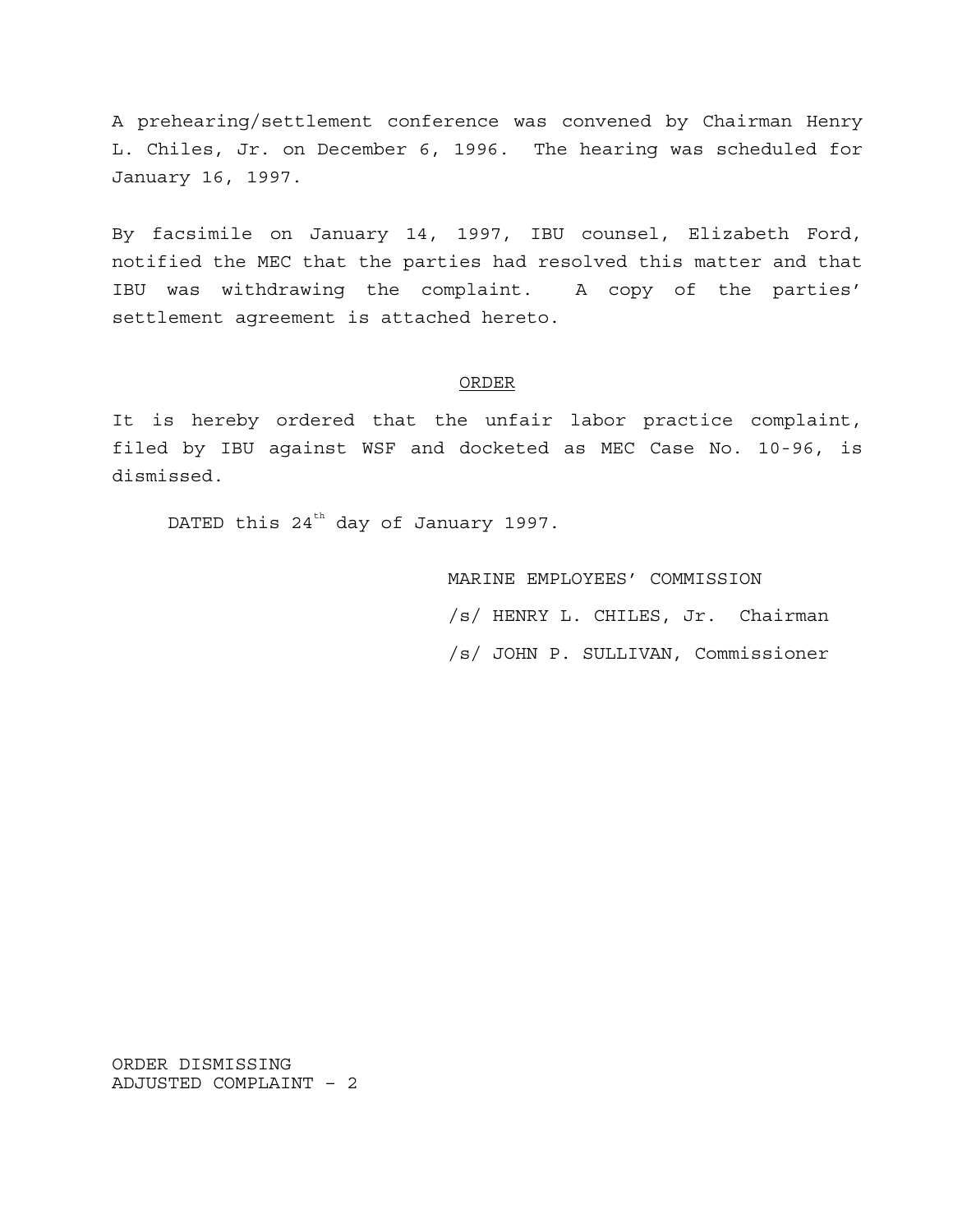A prehearing/settlement conference was convened by Chairman Henry L. Chiles, Jr. on December 6, 1996. The hearing was scheduled for January 16, 1997.

By facsimile on January 14, 1997, IBU counsel, Elizabeth Ford, notified the MEC that the parties had resolved this matter and that IBU was withdrawing the complaint. A copy of the parties' settlement agreement is attached hereto.

## ORDER

It is hereby ordered that the unfair labor practice complaint, filed by IBU against WSF and docketed as MEC Case No. 10-96, is dismissed.

DATED this 24th day of January 1997.

MARINE EMPLOYEES' COMMISSION

/s/ HENRY L. CHILES, Jr. Chairman

/s/ JOHN P. SULLIVAN, Commissioner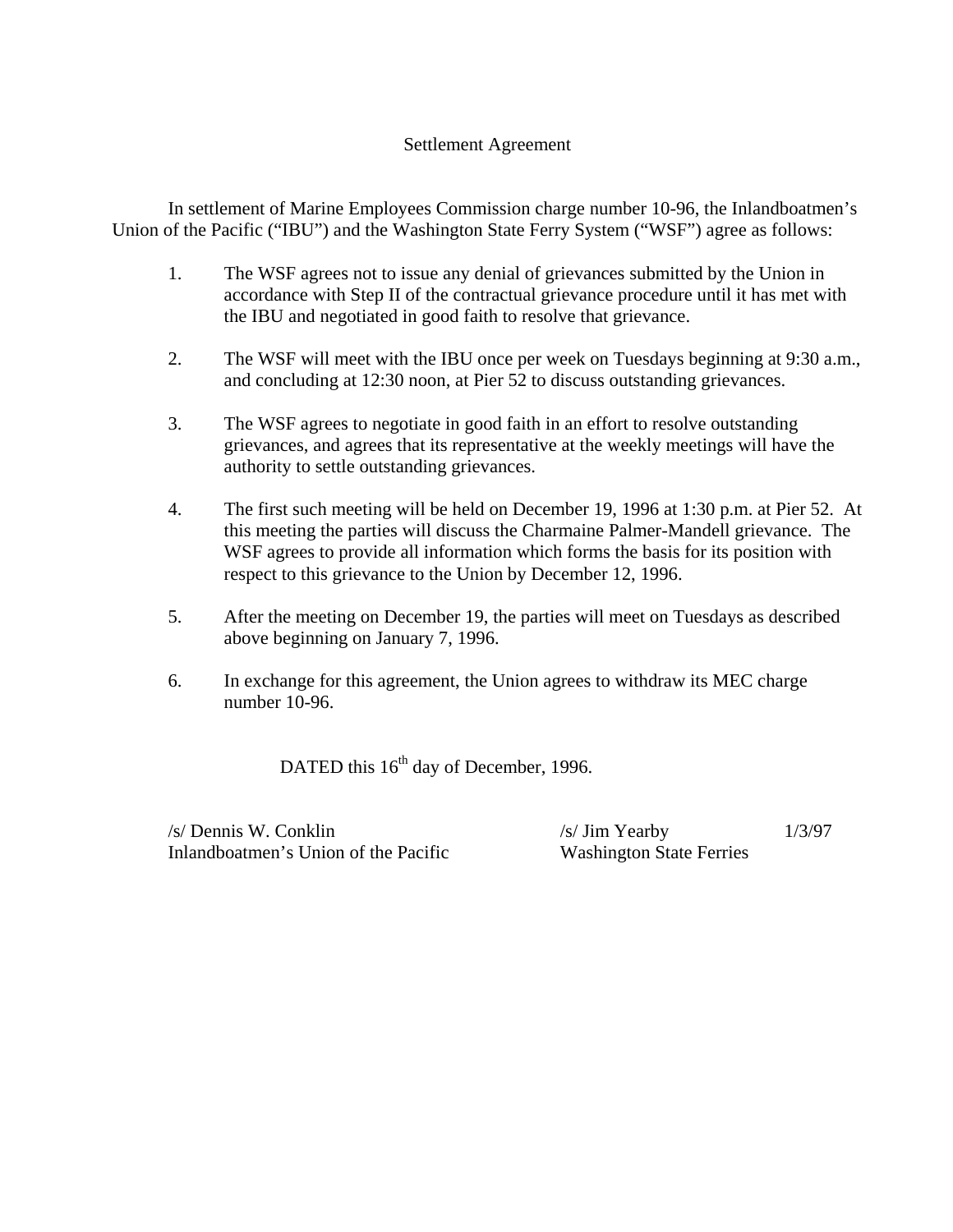# Settlement Agreement

In settlement of Marine Employees Commission charge number 10-96, the Inlandboatmen's Union of the Pacific ("IBU") and the Washington State Ferry System ("WSF") agree as follows:

1. The WSF agrees not to issue any denial of grievances submitted by the Union in accordance with Step II of the contractual grievance procedure until it has met with the IBU and negotiated in good faith to resolve that grievance.

2. The WSF will meet with the IBU once per week on Tuesdays beginning at 9:30 a.m., and concluding at 12:30 noon, at Pier 52 to discuss outstanding grievances.

3. The WSF agrees to negotiate in good faith in an effort to resolve outstanding grievances, and agrees that its representative at the weekly meetings will have the authority to settle outstanding grievances.

4. The first such meeting will be held on December 19, 1996 at 1:30 p.m. at Pier 52. At this meeting the parties will discuss the Charmaine Palmer-Mandell grievance. The WSF agrees to provide all information which forms the basis for its position with respect to this grievance to the Union by December 12, 1996.

5. After the meeting on December 19, the parties will meet on Tuesdays as described above beginning on January 7, 1996.

6. In exchange for this agreement, the Union agrees to withdraw its MEC charge number 10-96.

DATED this 16th day of December, 1996.

/s/ Dennis W. Conklin
Inlandboatmen's Union of the Pacific

/s/ Jim Yearby 1/3/97
Washington State Ferries